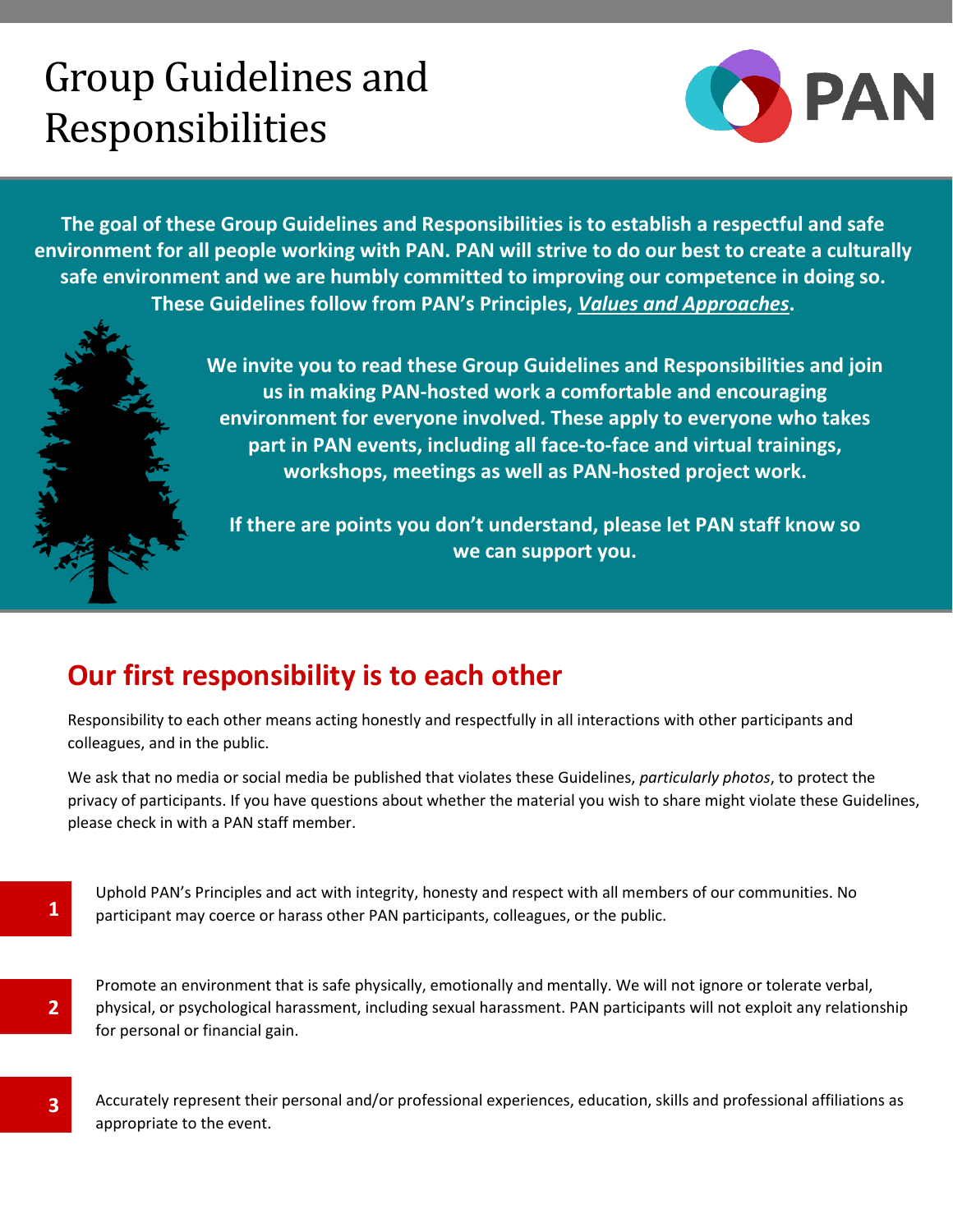# Group Guidelines and Responsibilities

**The goal of these Group Guidelines and Responsibilities is to establish a respectful and safe environment for all people working with PAN. PAN will strive to do our best to create a culturally safe environment and we are humbly committed to improving our competence in doing so. These Guidelines follow from PAN's Principles, *Values and Approaches*.**

**We invite you to read these Group Guidelines and Responsibilities and join us in making PAN-hosted work a comfortable and encouraging environment for everyone involved. These apply to everyone who takes part in PAN events, including all face-to-face and virtual trainings, workshops, meetings as well as PAN-hosted project work.**

**If there are points you don't understand, please let PAN staff know so we can support you.**

## Our first responsibility is to each other

Responsibility to each other means acting honestly and respectfully in all interactions with other participants and colleagues, and in the public.

We ask that no media or social media be published that violates these Guidelines, *particularly photos*, to protect the privacy of participants. If you have questions about whether the material you wish to share might violate these Guidelines, please check in with a PAN staff member.

1. Uphold PAN's Principles and act with integrity, honesty and respect with all members of our communities. No participant may coerce or harass other PAN participants, colleagues, or the public.

2. Promote an environment that is safe physically, emotionally and mentally. We will not ignore or tolerate verbal, physical, or psychological harassment, including sexual harassment. PAN participants will not exploit any relationship for personal or financial gain.

3. Accurately represent their personal and/or professional experiences, education, skills and professional affiliations as appropriate to the event.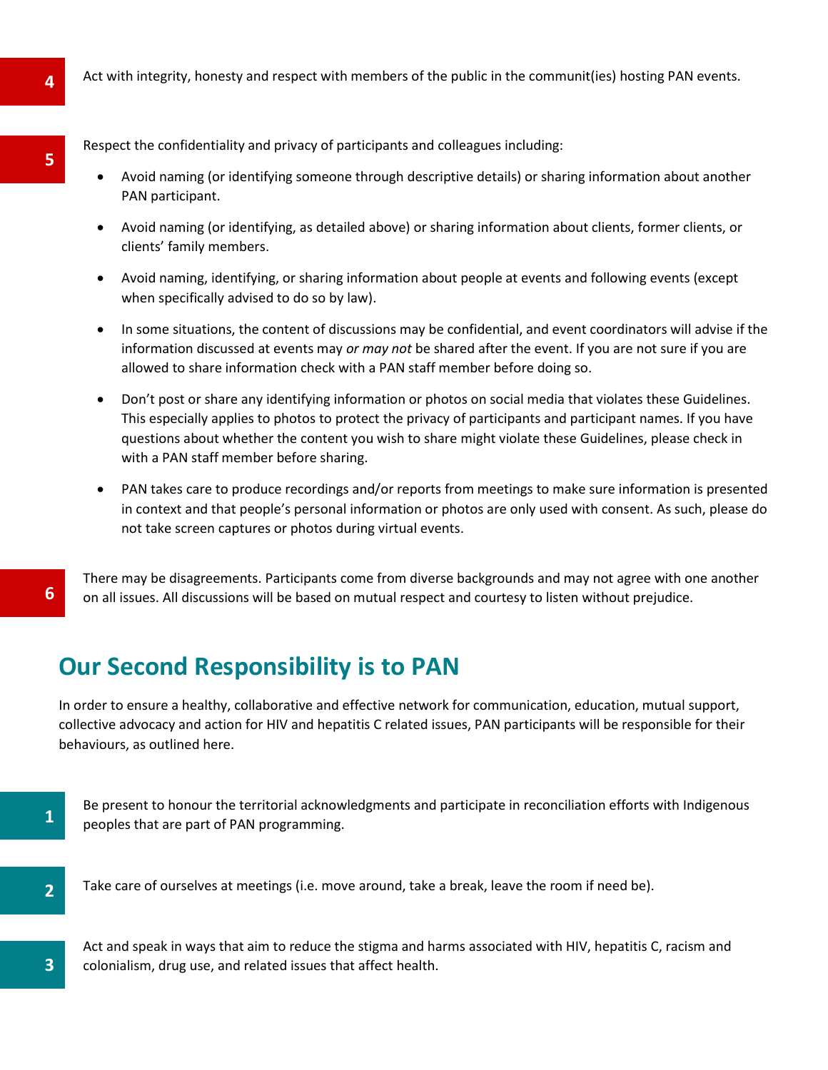4. Act with integrity, honesty and respect with members of the public in the communit(ies) hosting PAN events.

5. Respect the confidentiality and privacy of participants and colleagues including:

   - Avoid naming (or identifying someone through descriptive details) or sharing information about another PAN participant.
   - Avoid naming (or identifying, as detailed above) or sharing information about clients, former clients, or clients' family members.
   - Avoid naming, identifying, or sharing information about people at events and following events (except when specifically advised to do so by law).
   - In some situations, the content of discussions may be confidential, and event coordinators will advise if the information discussed at events may *or may not* be shared after the event. If you are not sure if you are allowed to share information check with a PAN staff member before doing so.
   - Don't post or share any identifying information or photos on social media that violates these Guidelines. This especially applies to photos to protect the privacy of participants and participant names. If you have questions about whether the content you wish to share might violate these Guidelines, please check in with a PAN staff member before sharing.
   - PAN takes care to produce recordings and/or reports from meetings to make sure information is presented in context and that people's personal information or photos are only used with consent. As such, please do not take screen captures or photos during virtual events.

6. There may be disagreements. Participants come from diverse backgrounds and may not agree with one another on all issues. All discussions will be based on mutual respect and courtesy to listen without prejudice.

## Our Second Responsibility is to PAN

In order to ensure a healthy, collaborative and effective network for communication, education, mutual support, collective advocacy and action for HIV and hepatitis C related issues, PAN participants will be responsible for their behaviours, as outlined here.

1. Be present to honour the territorial acknowledgments and participate in reconciliation efforts with Indigenous peoples that are part of PAN programming.

2. Take care of ourselves at meetings (i.e. move around, take a break, leave the room if need be).

3. Act and speak in ways that aim to reduce the stigma and harms associated with HIV, hepatitis C, racism and colonialism, drug use, and related issues that affect health.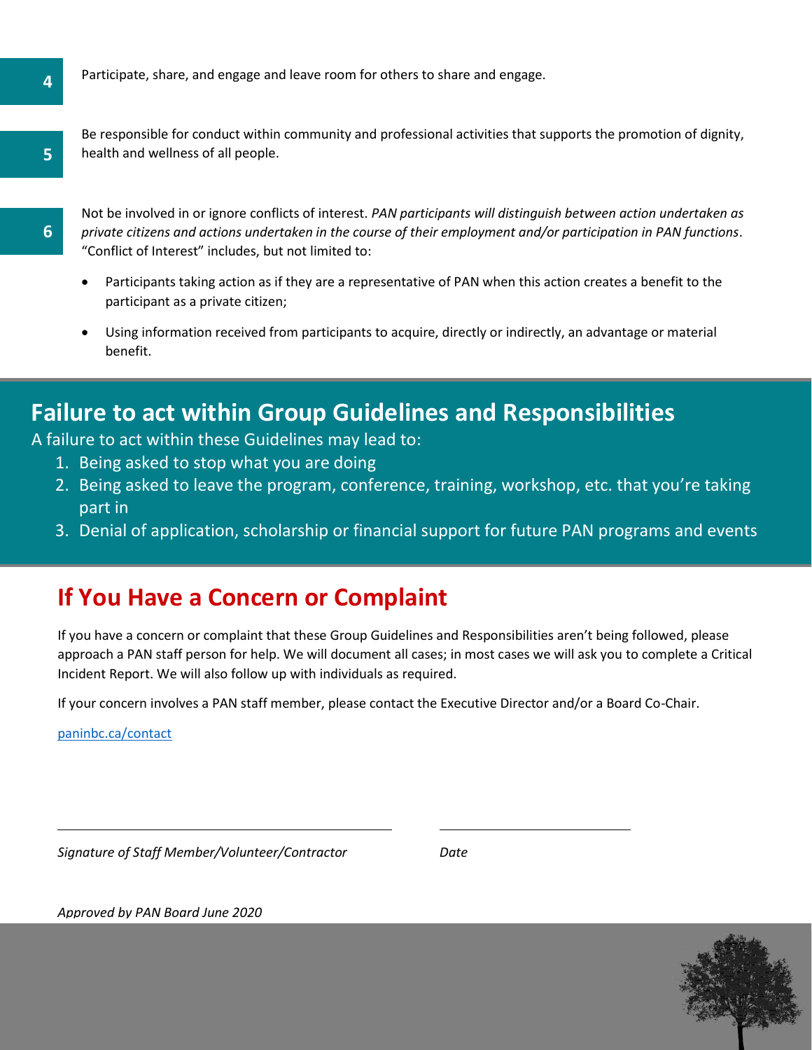4. Participate, share, and engage and leave room for others to share and engage.

5. Be responsible for conduct within community and professional activities that supports the promotion of dignity, health and wellness of all people.

6. Not be involved in or ignore conflicts of interest. *PAN participants will distinguish between action undertaken as private citizens and actions undertaken in the course of their employment and/or participation in PAN functions*. "Conflict of Interest" includes, but not limited to:

   - Participants taking action as if they are a representative of PAN when this action creates a benefit to the participant as a private citizen;
   - Using information received from participants to acquire, directly or indirectly, an advantage or material benefit.

## Failure to act within Group Guidelines and Responsibilities

A failure to act within these Guidelines may lead to:

1. Being asked to stop what you are doing
2. Being asked to leave the program, conference, training, workshop, etc. that you're taking part in
3. Denial of application, scholarship or financial support for future PAN programs and events

## If You Have a Concern or Complaint

If you have a concern or complaint that these Group Guidelines and Responsibilities aren't being followed, please approach a PAN staff person for help. We will document all cases; in most cases we will ask you to complete a Critical Incident Report. We will also follow up with individuals as required.

If your concern involves a PAN staff member, please contact the Executive Director and/or a Board Co-Chair.

[paninbc.ca/contact](paninbc.ca/contact)

\_\_\_\_\_\_\_\_\_\_\_\_\_\_\_\_\_\_\_\_\_\_\_\_\_\_\_\_\_\_\_\_\_\_\_\_ \_\_\_\_\_\_\_\_\_\_\_\_\_\_\_\_\_\_\_\_

*Signature of Staff Member/Volunteer/Contractor* *Date*

*Approved by PAN Board June 2020*